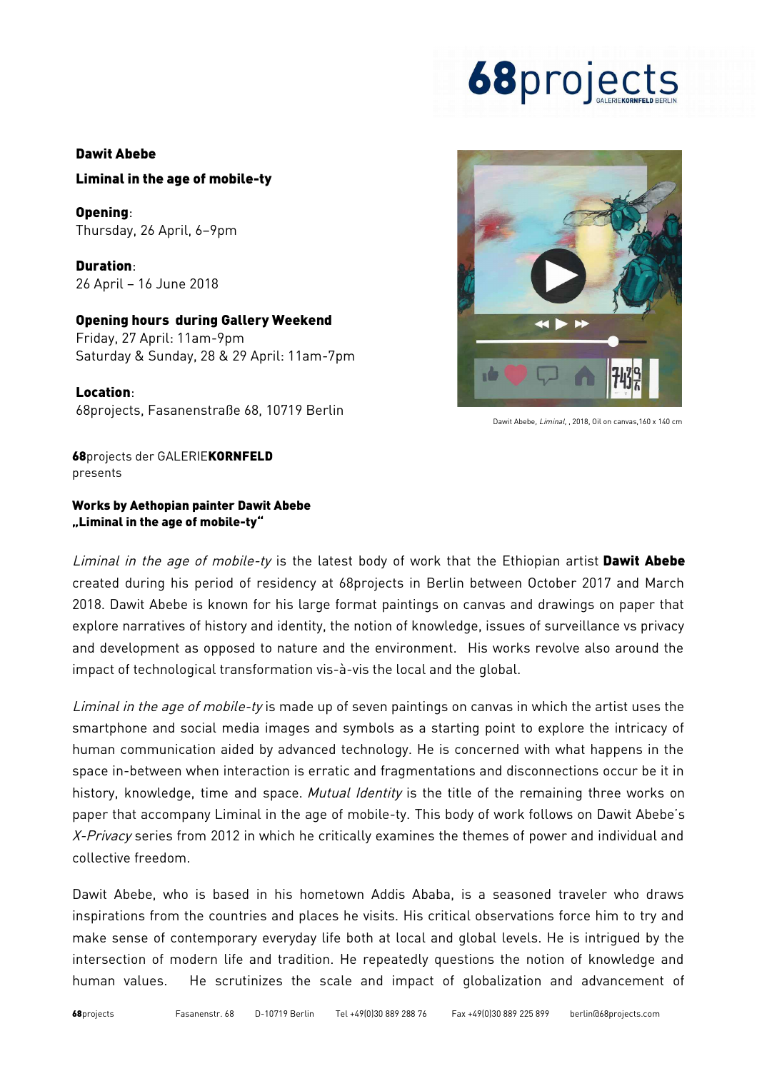**Dawit Abebe**

**Liminal in the age of mobile-ty**

**Opening**:
Thursday, 26 April, 6–9pm

**Duration**:
26 April – 16 June 2018

**Opening hours during Gallery Weekend**
Friday, 27 April: 11am-9pm
Saturday & Sunday, 28 & 29 April: 11am-7pm

**Location**:
68projects, Fasanenstraße 68, 10719 Berlin

Dawit Abebe, *Liminal*, , 2018, Oil on canvas,160 x 140 cm

**68**projects der GALERIE**KORNFELD**
presents

**Works by Aethopian painter Dawit Abebe**
**„Liminal in the age of mobile-ty"**

*Liminal in the age of mobile-ty* is the latest body of work that the Ethiopian artist **Dawit Abebe** created during his period of residency at 68projects in Berlin between October 2017 and March 2018. Dawit Abebe is known for his large format paintings on canvas and drawings on paper that explore narratives of history and identity, the notion of knowledge, issues of surveillance vs privacy and development as opposed to nature and the environment. His works revolve also around the impact of technological transformation vis-à-vis the local and the global.

*Liminal in the age of mobile-ty* is made up of seven paintings on canvas in which the artist uses the smartphone and social media images and symbols as a starting point to explore the intricacy of human communication aided by advanced technology. He is concerned with what happens in the space in-between when interaction is erratic and fragmentations and disconnections occur be it in history, knowledge, time and space. *Mutual Identity* is the title of the remaining three works on paper that accompany Liminal in the age of mobile-ty. This body of work follows on Dawit Abebe's *X-Privacy* series from 2012 in which he critically examines the themes of power and individual and collective freedom.

Dawit Abebe, who is based in his hometown Addis Ababa, is a seasoned traveler who draws inspirations from the countries and places he visits. His critical observations force him to try and make sense of contemporary everyday life both at local and global levels. He is intrigued by the intersection of modern life and tradition. He repeatedly questions the notion of knowledge and human values. He scrutinizes the scale and impact of globalization and advancement of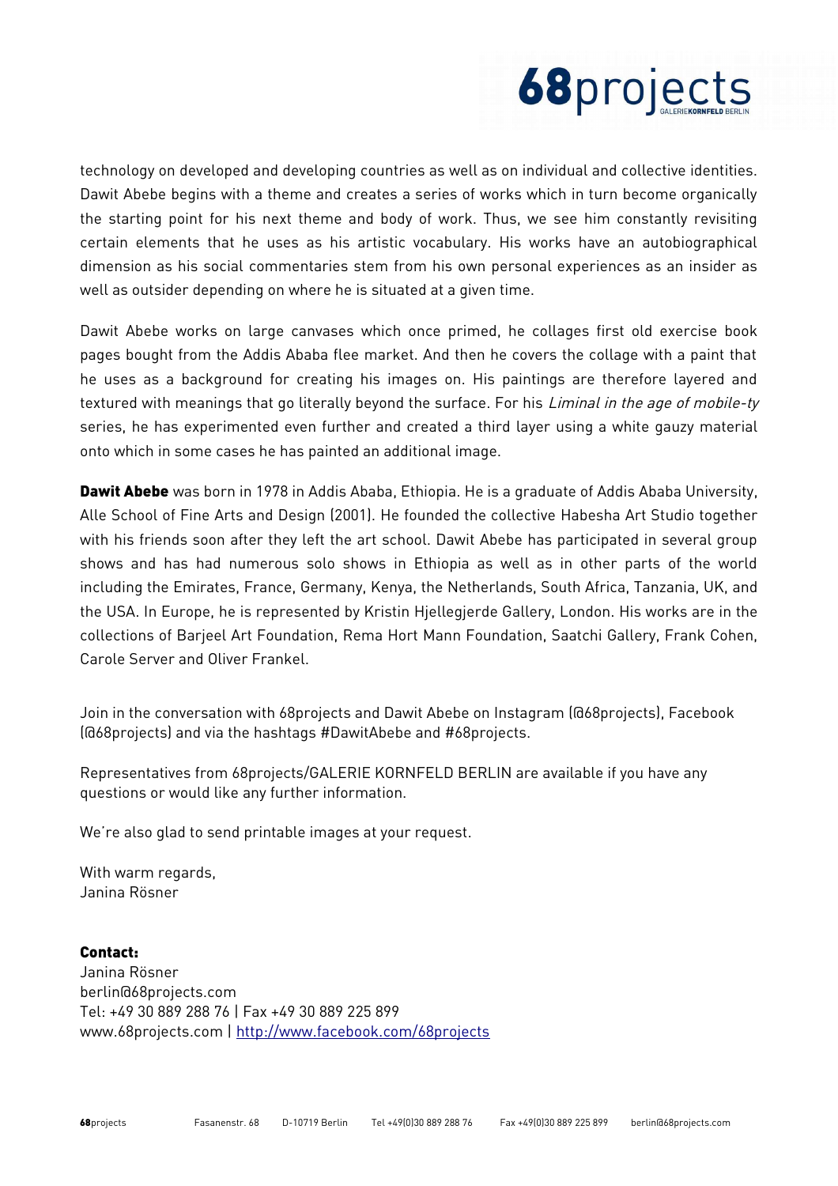technology on developed and developing countries as well as on individual and collective identities. Dawit Abebe begins with a theme and creates a series of works which in turn become organically the starting point for his next theme and body of work. Thus, we see him constantly revisiting certain elements that he uses as his artistic vocabulary. His works have an autobiographical dimension as his social commentaries stem from his own personal experiences as an insider as well as outsider depending on where he is situated at a given time.

Dawit Abebe works on large canvases which once primed, he collages first old exercise book pages bought from the Addis Ababa flee market. And then he covers the collage with a paint that he uses as a background for creating his images on. His paintings are therefore layered and textured with meanings that go literally beyond the surface. For his *Liminal in the age of mobile-ty* series, he has experimented even further and created a third layer using a white gauzy material onto which in some cases he has painted an additional image.

**Dawit Abebe** was born in 1978 in Addis Ababa, Ethiopia. He is a graduate of Addis Ababa University, Alle School of Fine Arts and Design (2001). He founded the collective Habesha Art Studio together with his friends soon after they left the art school. Dawit Abebe has participated in several group shows and has had numerous solo shows in Ethiopia as well as in other parts of the world including the Emirates, France, Germany, Kenya, the Netherlands, South Africa, Tanzania, UK, and the USA. In Europe, he is represented by Kristin Hjellegjerde Gallery, London. His works are in the collections of Barjeel Art Foundation, Rema Hort Mann Foundation, Saatchi Gallery, Frank Cohen, Carole Server and Oliver Frankel.

Join in the conversation with 68projects and Dawit Abebe on Instagram (@68projects), Facebook (@68projects) and via the hashtags #DawitAbebe and #68projects.

Representatives from 68projects/GALERIE KORNFELD BERLIN are available if you have any questions or would like any further information.

We´re also glad to send printable images at your request.

With warm regards,
Janina Rösner

**Contact:**
Janina Rösner
berlin@68projects.com
Tel: +49 30 889 288 76 | Fax +49 30 889 225 899
www.68projects.com | http://www.facebook.com/68projects